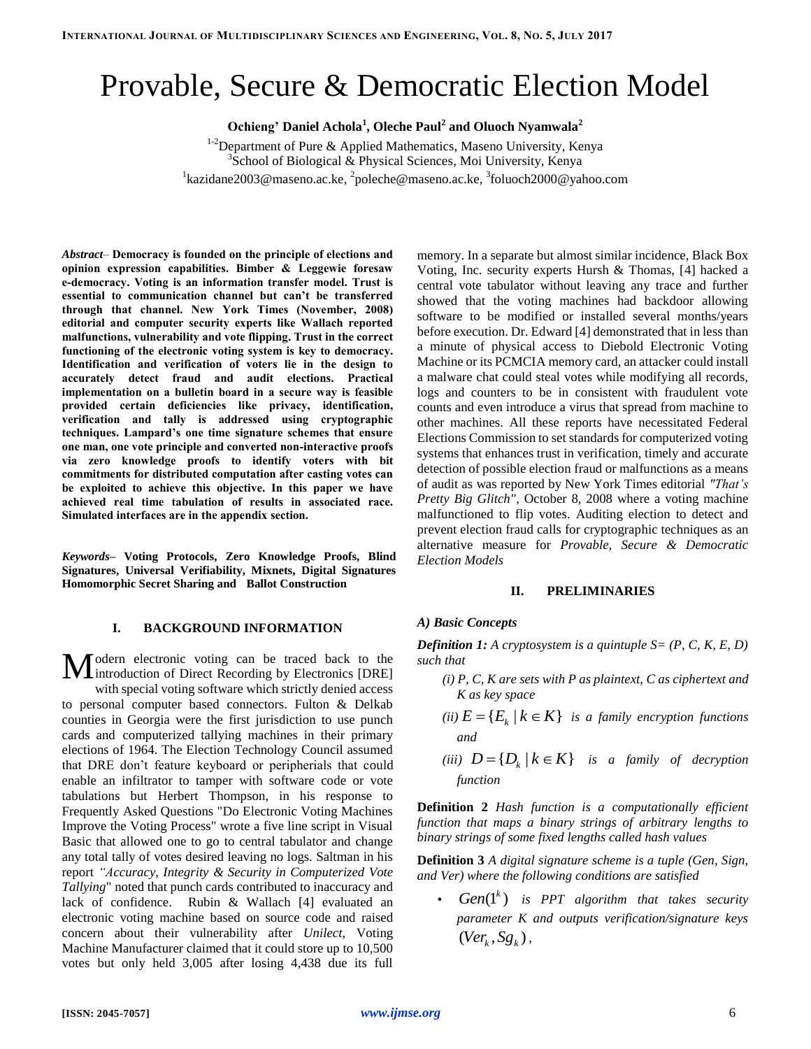# Provable, Secure & Democratic Election Model

**Ochieng' Daniel Achola[1], Oleche Paul[2] and Oluoch Nyamwala[2]**

[1-2]Department of Pure & Applied Mathematics, Maseno University, Kenya
[3]School of Biological & Physical Sciences, Moi University, Kenya
[1]kazidane2003@maseno.ac.ke, [2]poleche@maseno.ac.ke, [3]foluoch2000@yahoo.com

***Abstract*– Democracy is founded on the principle of elections and opinion expression capabilities. Bimber & Leggewie foresaw e-democracy. Voting is an information transfer model. Trust is essential to communication channel but can't be transferred through that channel. New York Times (November, 2008) editorial and computer security experts like Wallach reported malfunctions, vulnerability and vote flipping. Trust in the correct functioning of the electronic voting system is key to democracy. Identification and verification of voters lie in the design to accurately detect fraud and audit elections. Practical implementation on a bulletin board in a secure way is feasible provided certain deficiencies like privacy, identification, verification and tally is addressed using cryptographic techniques. Lampard's one time signature schemes that ensure one man, one vote principle and converted non-interactive proofs via zero knowledge proofs to identify voters with bit commitments for distributed computation after casting votes can be exploited to achieve this objective. In this paper we have achieved real time tabulation of results in associated race. Simulated interfaces are in the appendix section.**

***Keywords*– Voting Protocols, Zero Knowledge Proofs, Blind Signatures, Universal Verifiability, Mixnets, Digital Signatures Homomorphic Secret Sharing and Ballot Construction**

## I. BACKGROUND INFORMATION

Modern electronic voting can be traced back to the introduction of Direct Recording by Electronics [DRE] with special voting software which strictly denied access to personal computer based connectors. Fulton & Delkab counties in Georgia were the first jurisdiction to use punch cards and computerized tallying machines in their primary elections of 1964. The Election Technology Council assumed that DRE don't feature keyboard or peripherals that could enable an infiltrator to tamper with software code or vote tabulations but Herbert Thompson, in his response to Frequently Asked Questions "Do Electronic Voting Machines Improve the Voting Process" wrote a five line script in Visual Basic that allowed one to go to central tabulator and change any total tally of votes desired leaving no logs. Saltman in his report *"Accuracy, Integrity & Security in Computerized Vote Tallying*" noted that punch cards contributed to inaccuracy and lack of confidence. Rubin & Wallach [4] evaluated an electronic voting machine based on source code and raised concern about their vulnerability after *Unilect*, Voting Machine Manufacturer claimed that it could store up to 10,500 votes but only held 3,005 after losing 4,438 due its full memory. In a separate but almost similar incidence, Black Box Voting, Inc. security experts Hursh & Thomas, [4] hacked a central vote tabulator without leaving any trace and further showed that the voting machines had backdoor allowing software to be modified or installed several months/years before execution. Dr. Edward [4] demonstrated that in less than a minute of physical access to Diebold Electronic Voting Machine or its PCMCIA memory card, an attacker could install a malware chat could steal votes while modifying all records, logs and counters to be in consistent with fraudulent vote counts and even introduce a virus that spread from machine to other machines. All these reports have necessitated Federal Elections Commission to set standards for computerized voting systems that enhances trust in verification, timely and accurate detection of possible election fraud or malfunctions as a means of audit as was reported by New York Times editorial *"That's Pretty Big Glitch"*, October 8, 2008 where a voting machine malfunctioned to flip votes. Auditing election to detect and prevent election fraud calls for cryptographic techniques as an alternative measure for *Provable, Secure & Democratic Election Models*

## II. PRELIMINARIES

### *A) Basic Concepts*

***Definition 1:*** *A cryptosystem is a quintuple S= (P, C, K, E, D) such that*

*(i) P, C, K are sets with P as plaintext, C as ciphertext and K as key space*

*(ii)* $E = \{E_k \mid k \in K\}$ *is a family encryption functions and*

*(iii)* $D = \{D_k \mid k \in K\}$ *is a family of decryption function*

**Definition 2** *Hash function is a computationally efficient function that maps a binary strings of arbitrary lengths to binary strings of some fixed lengths called hash values*

**Definition 3** *A digital signature scheme is a tuple (Gen, Sign, and Ver) where the following conditions are satisfied*

- $Gen(1^k)$ *is PPT algorithm that takes security parameter K and outputs verification/signature keys* $(Ver_k, Sg_k)$,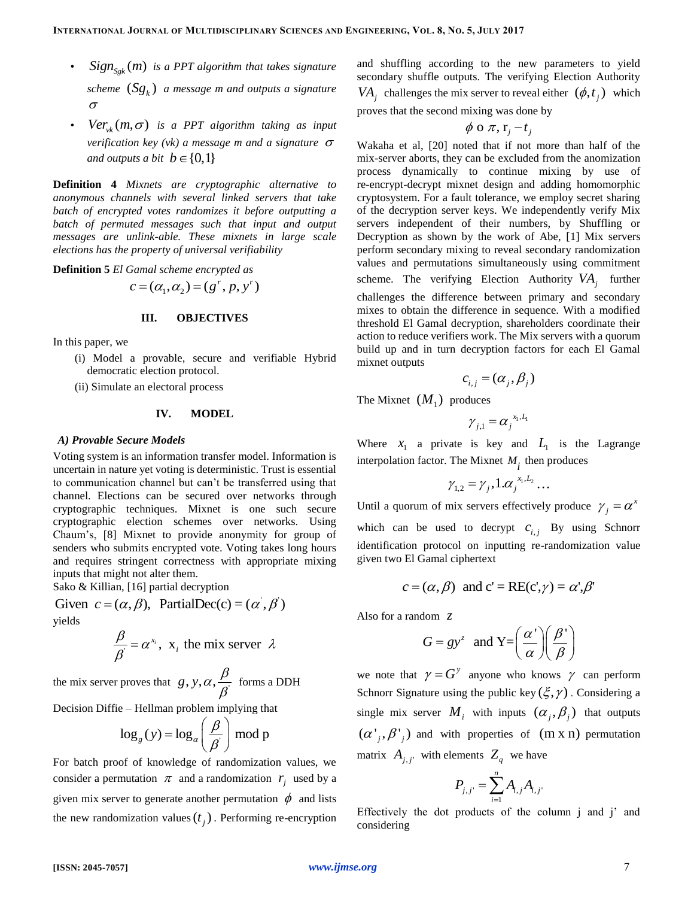- $Sign_{Sgk}(m)$ *is a PPT algorithm that takes signature scheme* $(Sg_k)$ *a message m and outputs a signature* $\sigma$
- $Ver_{vk}(m,\sigma)$ *is a PPT algorithm taking as input verification key (vk) a message m and a signature* $\sigma$ *and outputs a bit* $b \in \{0,1\}$

**Definition 4** *Mixnets are cryptographic alternative to anonymous channels with several linked servers that take batch of encrypted votes randomizes it before outputting a batch of permuted messages such that input and output messages are unlink-able. These mixnets in large scale elections has the property of universal verifiability*

**Definition 5** *El Gamal scheme encrypted as*

$$c = (\alpha_1, \alpha_2) = (g^r, p, y^r)$$

## III. OBJECTIVES

In this paper, we

(i) Model a provable, secure and verifiable Hybrid democratic election protocol.

(ii) Simulate an electoral process

## IV. MODEL

### A) Provable Secure Models

Voting system is an information transfer model. Information is uncertain in nature yet voting is deterministic. Trust is essential to communication channel but can't be transferred using that channel. Elections can be secured over networks through cryptographic techniques. Mixnet is one such secure cryptographic election schemes over networks. Using Chaum's, [8] Mixnet to provide anonymity for group of senders who submits encrypted vote. Voting takes long hours and requires stringent correctness with appropriate mixing inputs that might not alter them.

Sako & Killian, [16] partial decryption

$$\text{Given } c = (\alpha, \beta), \text{ PartialDec(c)} = (\alpha^{'}, \beta^{'})$$

yields

$$\frac{\beta}{\beta^{'}} = \alpha^{x_i}, \text{ x}_i \text{ the mix server } \lambda$$

the mix server proves that $g, y, \alpha, \dfrac{\beta}{\beta^{'}}$ forms a DDH

Decision Diffie – Hellman problem implying that

$$\log_g(y) = \log_\alpha\left(\frac{\beta}{\beta^{'}}\right) \bmod p$$

For batch proof of knowledge of randomization values, we consider a permutation $\pi$ and a randomization $r_j$ used by a given mix server to generate another permutation $\phi$ and lists the new randomization values $(t_j)$. Performing re-encryption and shuffling according to the new parameters to yield secondary shuffle outputs. The verifying Election Authority $VA_j$ challenges the mix server to reveal either $(\phi, t_j)$ which proves that the second mixing was done by

$$\phi \text{ o } \pi, \text{r}_j - t_j$$

Wakaha et al, [20] noted that if not more than half of the mix-server aborts, they can be excluded from the anomization process dynamically to continue mixing by use of re-encrypt-decrypt mixnet design and adding homomorphic cryptosystem. For a fault tolerance, we employ secret sharing of the decryption server keys. We independently verify Mix servers independent of their numbers, by Shuffling or Decryption as shown by the work of Abe, [1] Mix servers perform secondary mixing to reveal secondary randomization values and permutations simultaneously using commitment scheme. The verifying Election Authority $VA_j$ further challenges the difference between primary and secondary mixes to obtain the difference in sequence. With a modified threshold El Gamal decryption, shareholders coordinate their action to reduce verifiers work. The Mix servers with a quorum build up and in turn decryption factors for each El Gamal mixnet outputs

$$c_{i,j} = (\alpha_j, \beta_j)$$

The Mixnet $(M_1)$ produces

$$\gamma_{j,1} = \alpha_j^{\;x_1, L_1}$$

Where $x_1$ a private is key and $L_1$ is the Lagrange interpolation factor. The Mixnet $M_i$ then produces

$$\gamma_{1,2} = \gamma_j, 1.\alpha_j^{\;x_1, L_2} \ldots$$

Until a quorum of mix servers effectively produce $\gamma_j = \alpha^x$ which can be used to decrypt $c_{i,j}$ By using Schnorr identification protocol on inputting re-randomization value given two El Gamal ciphertext

$$c = (\alpha, \beta) \text{ and c' = RE(c',}\gamma\text{) = } \alpha\text{'},\beta\text{'}$$

Also for a random $z$

$$G = gy^z \text{ and Y=}\left(\frac{\alpha'}{\alpha}\right)\left(\frac{\beta'}{\beta}\right)$$

we note that $\gamma = G^y$ anyone who knows $\gamma$ can perform Schnorr Signature using the public key $(\xi, \gamma)$. Considering a single mix server $M_i$ with inputs $(\alpha_j, \beta_j)$ that outputs $(\alpha'_j, \beta'_j)$ and with properties of $(\text{m x n})$ permutation matrix $A_{j,j'}$ with elements $Z_q$ we have

$$P_{j,j'} = \sum_{i=1}^{n} A_{i,j} A_{i,j'}$$

Effectively the dot products of the column j and j' and considering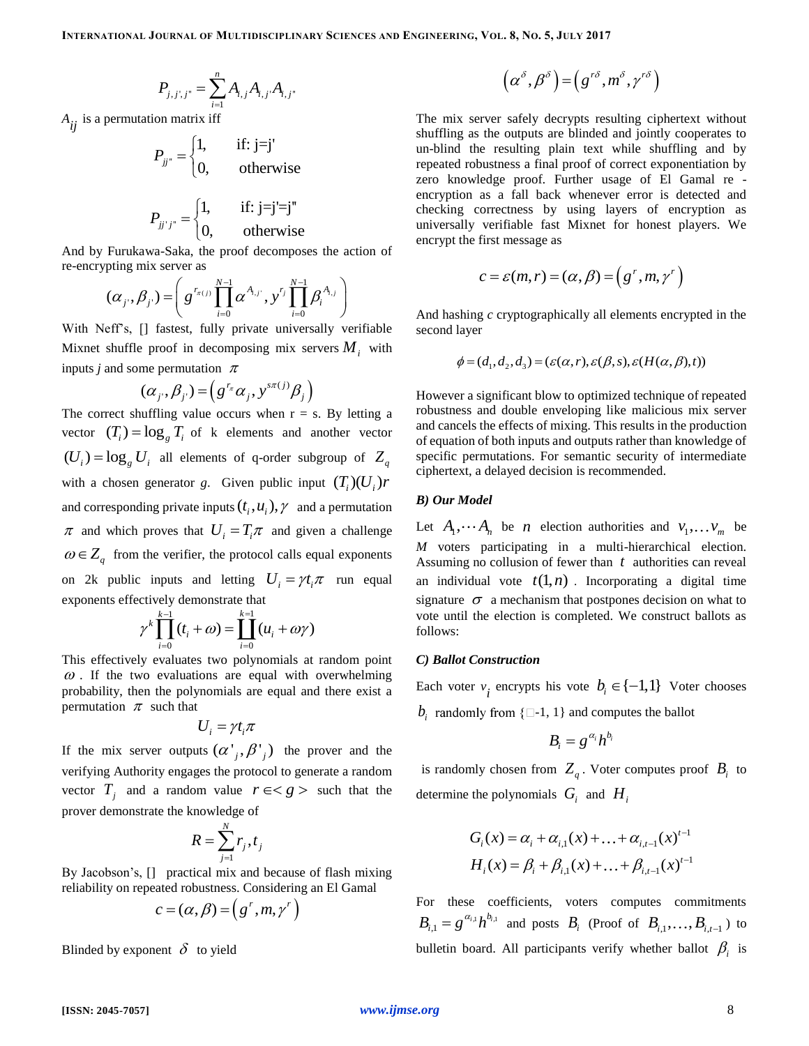$$P_{j,j',j''} = \sum_{i=1}^{n} A_{i,j} A_{i,j'} A_{i,j''}$$

$A_{ij}$ is a permutation matrix iff

$$P_{jj''} = \begin{cases} 1, & \text{if: j=j'} \\ 0, & \text{otherwise} \end{cases}$$

$$P_{jj'j''} = \begin{cases} 1, & \text{if: j=j'=j''} \\ 0, & \text{otherwise} \end{cases}$$

And by Furukawa-Saka, the proof decomposes the action of re-encrypting mix server as

$$(\alpha_{j'}, \beta_{j'}) = \left( g^{r_{\pi(j)}} \prod_{i=0}^{N-1} \alpha^{A_{i,j'}}, y^{r_j} \prod_{i=0}^{N-1} \beta_i^{A_{i,j}} \right)$$

With Neff's, [] fastest, fully private universally verifiable Mixnet shuffle proof in decomposing mix servers $M_i$ with inputs *j* and some permutation $\pi$

$$(\alpha_{j'}, \beta_{j'}) = \left( g^{r_\pi} \alpha_j, y^{s\pi(j)} \beta_j \right)$$

The correct shuffling value occurs when r = s. By letting a vector $(T_i) = \log_g T_i$ of k elements and another vector $(U_i) = \log_g U_i$ all elements of q-order subgroup of $Z_q$ with a chosen generator *g*. Given public input $(T_i)(U_i)r$ and corresponding private inputs $(t_i, u_i), \gamma$ and a permutation $\pi$ and which proves that $U_i = T_i \pi$ and given a challenge $\omega \in Z_q$ from the verifier, the protocol calls equal exponents on 2k public inputs and letting $U_i = \gamma t_i \pi$ run equal exponents effectively demonstrate that

$$\gamma^k \prod_{i=0}^{k-1} (t_i + \omega) = \prod_{i=0}^{k=1} (u_i + \omega\gamma)$$

This effectively evaluates two polynomials at random point $\omega$. If the two evaluations are equal with overwhelming probability, then the polynomials are equal and there exist a permutation $\pi$ such that

$$U_i = \gamma t_i \pi$$

If the mix server outputs $(\alpha'_j, \beta'_j)$ the prover and the verifying Authority engages the protocol to generate a random vector $T_j$ and a random value $r \in < g >$ such that the prover demonstrate the knowledge of

$$R = \sum_{j=1}^{N} r_j, t_j$$

By Jacobson's, [] practical mix and because of flash mixing reliability on repeated robustness. Considering an El Gamal

$$c = (\alpha, \beta) = \left( g^r, m, \gamma^r \right)$$

Blinded by exponent $\delta$ to yield

$$\left( \alpha^\delta, \beta^\delta \right) = \left( g^{r\delta}, m^\delta, \gamma^{r\delta} \right)$$

The mix server safely decrypts resulting ciphertext without shuffling as the outputs are blinded and jointly cooperates to un-blind the resulting plain text while shuffling and by repeated robustness a final proof of correct exponentiation by zero knowledge proof. Further usage of El Gamal re - encryption as a fall back whenever error is detected and checking correctness by using layers of encryption as universally verifiable fast Mixnet for honest players. We encrypt the first message as

$$c = \varepsilon(m, r) = (\alpha, \beta) = \left( g^r, m, \gamma^r \right)$$

And hashing *c* cryptographically all elements encrypted in the second layer

$$\phi = (d_1, d_2, d_3) = (\varepsilon(\alpha, r), \varepsilon(\beta, s), \varepsilon(H(\alpha, \beta), t))$$

However a significant blow to optimized technique of repeated robustness and double enveloping like malicious mix server and cancels the effects of mixing. This results in the production of equation of both inputs and outputs rather than knowledge of specific permutations. For semantic security of intermediate ciphertext, a delayed decision is recommended.

### B) Our Model

Let $A_1, \cdots A_n$ be $n$ election authorities and $v_1, \ldots v_m$ be $M$ voters participating in a multi-hierarchical election. Assuming no collusion of fewer than $t$ authorities can reveal an individual vote $t(1, n)$. Incorporating a digital time signature $\sigma$ a mechanism that postpones decision on what to vote until the election is completed. We construct ballots as follows:

### C) Ballot Construction

Each voter $v_i$ encrypts his vote $b_i \in \{-1, 1\}$ Voter chooses $b_i$ randomly from {□-1, 1} and computes the ballot

$$B_i = g^{\alpha_i} h^{b_i}$$

is randomly chosen from $Z_q$. Voter computes proof $B_i$ to determine the polynomials $G_i$ and $H_i$

$$G_i(x) = \alpha_i + \alpha_{i,1}(x) + \ldots + \alpha_{i,t-1}(x)^{t-1}$$
$$H_i(x) = \beta_i + \beta_{i,1}(x) + \ldots + \beta_{i,t-1}(x)^{t-1}$$

For these coefficients, voters computes commitments $B_{i,1} = g^{\alpha_{i,1}} h^{b_{i,1}}$ and posts $B_i$ (Proof of $B_{i,1}, \ldots, B_{i,t-1}$) to bulletin board. All participants verify whether ballot $\beta_i$ is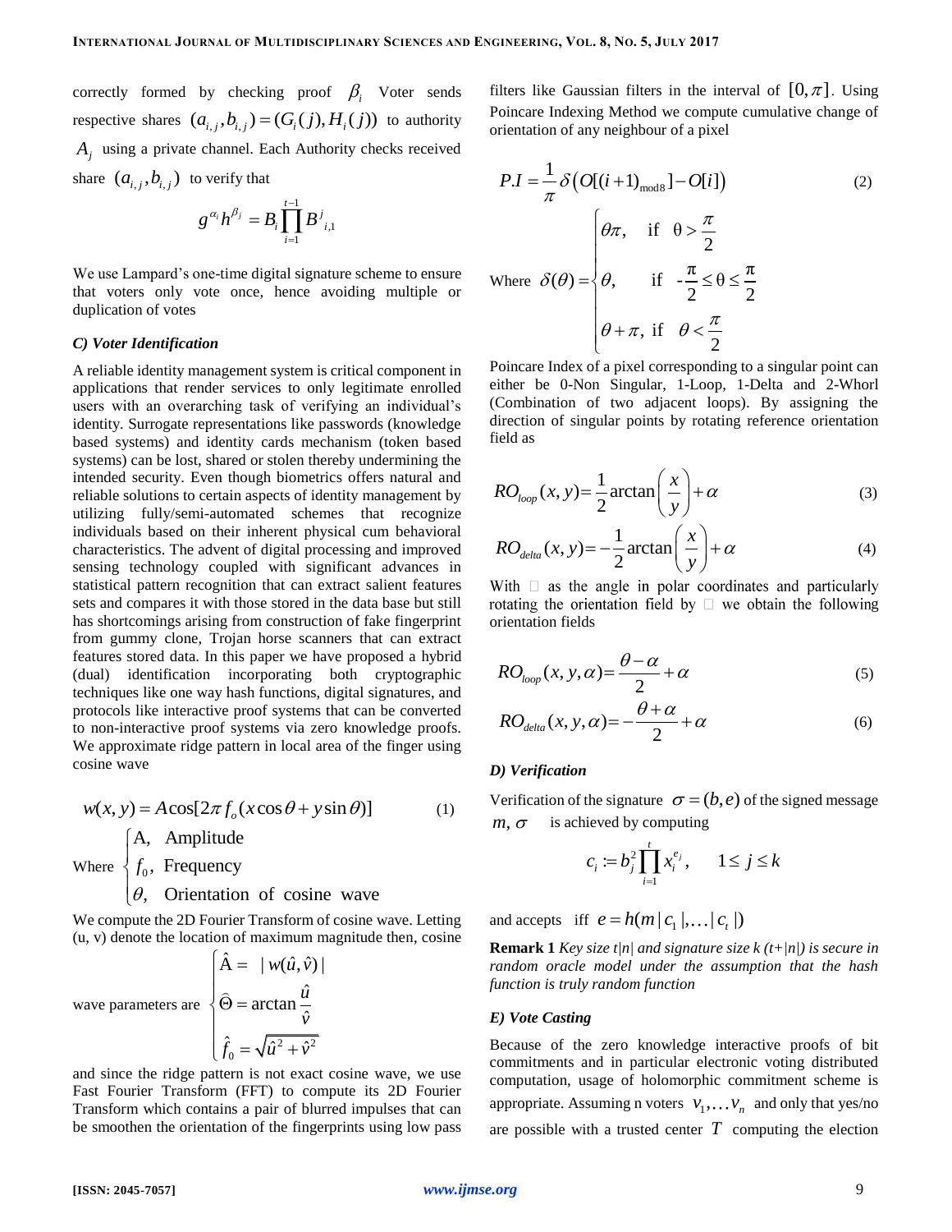correctly formed by checking proof $\beta_i$ Voter sends respective shares $(a_{i,j}, b_{i,j}) = (G_i(j), H_i(j))$ to authority $A_j$ using a private channel. Each Authority checks received share $(a_{i,j}, b_{i,j})$ to verify that

$$g^{\alpha_i} h^{\beta_j} = B_i \prod_{i=1}^{t-1} B^j{}_{i,1}$$

We use Lampard's one-time digital signature scheme to ensure that voters only vote once, hence avoiding multiple or duplication of votes

### *C) Voter Identification*

A reliable identity management system is critical component in applications that render services to only legitimate enrolled users with an overarching task of verifying an individual's identity. Surrogate representations like passwords (knowledge based systems) and identity cards mechanism (token based systems) can be lost, shared or stolen thereby undermining the intended security. Even though biometrics offers natural and reliable solutions to certain aspects of identity management by utilizing fully/semi-automated schemes that recognize individuals based on their inherent physical cum behavioral characteristics. The advent of digital processing and improved sensing technology coupled with significant advances in statistical pattern recognition that can extract salient features sets and compares it with those stored in the data base but still has shortcomings arising from construction of fake fingerprint from gummy clone, Trojan horse scanners that can extract features stored data. In this paper we have proposed a hybrid (dual) identification incorporating both cryptographic techniques like one way hash functions, digital signatures, and protocols like interactive proof systems that can be converted to non-interactive proof systems via zero knowledge proofs. We approximate ridge pattern in local area of the finger using cosine wave

$$w(x, y) = A\cos[2\pi f_o(x\cos\theta + y\sin\theta)] \tag{1}$$

$$\text{Where } \begin{cases} \text{A}, & \text{Amplitude} \\ f_0, & \text{Frequency} \\ \theta, & \text{Orientation of cosine wave} \end{cases}$$

We compute the 2D Fourier Transform of cosine wave. Letting (u, v) denote the location of maximum magnitude then, cosine wave parameters are

$$\begin{cases} \hat{\text{A}} = |w(\hat{u}, \hat{v})| \\ \hat{\Theta} = \arctan \dfrac{\hat{u}}{\hat{v}} \\ \hat{f}_0 = \sqrt{\hat{u}^2 + \hat{v}^2} \end{cases}$$

and since the ridge pattern is not exact cosine wave, we use Fast Fourier Transform (FFT) to compute its 2D Fourier Transform which contains a pair of blurred impulses that can be smoothen the orientation of the fingerprints using low pass filters like Gaussian filters in the interval of $[0, \pi]$. Using Poincare Indexing Method we compute cumulative change of orientation of any neighbour of a pixel

$$P.I = \frac{1}{\pi}\delta\left(O[(i+1)_{\text{mod}8}] - O[i]\right) \tag{2}$$

$$\text{Where } \delta(\theta) = \begin{cases} \theta\pi, & \text{if } \theta > \dfrac{\pi}{2} \\ \theta, & \text{if } -\dfrac{\pi}{2} \leq \theta \leq \dfrac{\pi}{2} \\ \theta + \pi, & \text{if } \theta < \dfrac{\pi}{2} \end{cases}$$

Poincare Index of a pixel corresponding to a singular point can either be 0-Non Singular, 1-Loop, 1-Delta and 2-Whorl (Combination of two adjacent loops). By assigning the direction of singular points by rotating reference orientation field as

$$RO_{loop}(x, y) = \frac{1}{2}\arctan\left(\frac{x}{y}\right) + \alpha \tag{3}$$

$$RO_{delta}(x, y) = -\frac{1}{2}\arctan\left(\frac{x}{y}\right) + \alpha \tag{4}$$

With  as the angle in polar coordinates and particularly rotating the orientation field by  we obtain the following orientation fields

$$RO_{loop}(x, y, \alpha) = \frac{\theta - \alpha}{2} + \alpha \tag{5}$$

$$RO_{delta}(x, y, \alpha) = -\frac{\theta + \alpha}{2} + \alpha \tag{6}$$

### *D) Verification*

Verification of the signature $\sigma = (b, e)$ of the signed message $m, \sigma$ is achieved by computing

$$c_i := b_j^2 \prod_{i=1}^{t} x_i^{e_j}, \quad 1 \leq j \leq k$$

and accepts iff $e = h(m | c_1 |, \ldots | c_t |)$

**Remark 1** *Key size t|n| and signature size k (t+|n|) is secure in random oracle model under the assumption that the hash function is truly random function*

### *E) Vote Casting*

Because of the zero knowledge interactive proofs of bit commitments and in particular electronic voting distributed computation, usage of holomorphic commitment scheme is appropriate. Assuming n voters $v_1, \ldots v_n$ and only that yes/no are possible with a trusted center $T$ computing the election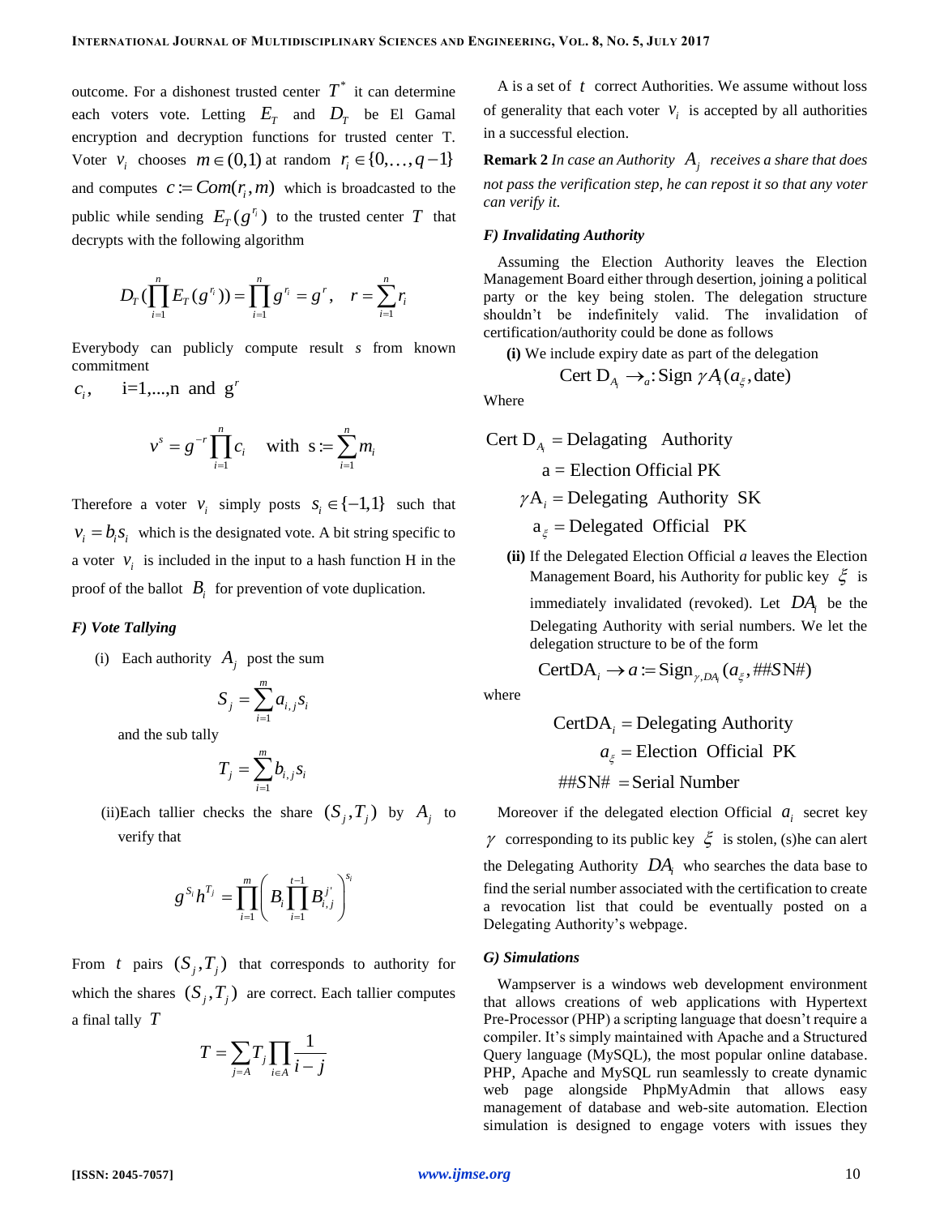outcome. For a dishonest trusted center $T^*$ it can determine each voters vote. Letting $E_T$ and $D_T$ be El Gamal encryption and decryption functions for trusted center T. Voter $v_i$ chooses $m \in (0,1)$ at random $r_i \in \{0,\ldots,q-1\}$ and computes $c := Com(r_i, m)$ which is broadcasted to the public while sending $E_T(g^{r_i})$ to the trusted center $T$ that decrypts with the following algorithm

$$D_T(\prod_{i=1}^{n} E_T(g^{r_i})) = \prod_{i=1}^{n} g^{r_i} = g^r, \quad r = \sum_{i=1}^{n} r_i$$

Everybody can publicly compute result $s$ from known commitment

$c_i$, i=1,...,n and $g^r$

$$v^s = g^{-r} \prod_{i=1}^{n} c_i \quad \text{with } s := \sum_{i=1}^{n} m_i$$

Therefore a voter $v_i$ simply posts $s_i \in \{-1,1\}$ such that $v_i = b_i s_i$ which is the designated vote. A bit string specific to a voter $v_i$ is included in the input to a hash function H in the proof of the ballot $B_i$ for prevention of vote duplication.

### *F) Vote Tallying*

(i) Each authority $A_j$ post the sum

$$S_j = \sum_{i=1}^{m} a_{i,j} s_i$$

and the sub tally

$$T_j = \sum_{i=1}^{m} b_{i,j} s_i$$

(ii) Each tallier checks the share $(S_j, T_j)$ by $A_j$ to verify that

$$g^{S_j} h^{T_j} = \prod_{i=1}^{m} \left( B_i \prod_{i=1}^{t-1} B_{i,j}^{j'} \right)^{s_i}$$

From $t$ pairs $(S_j, T_j)$ that corresponds to authority for which the shares $(S_j, T_j)$ are correct. Each tallier computes a final tally $T$

$$T = \sum_{j=A} T_j \prod_{i \in A} \frac{1}{i-j}$$

A is a set of $t$ correct Authorities. We assume without loss of generality that each voter $v_i$ is accepted by all authorities in a successful election.

**Remark 2** *In case an Authority $A_j$ receives a share that does not pass the verification step, he can repost it so that any voter can verify it.*

### *F) Invalidating Authority*

Assuming the Election Authority leaves the Election Management Board either through desertion, joining a political party or the key being stolen. The delegation structure shouldn't be indefinitely valid. The invalidation of certification/authority could be done as follows

**(i)** We include expiry date as part of the delegation

$$\text{Cert } D_{A_i} \rightarrow_a : \text{Sign } \gamma A_i(a_\xi, \text{date})$$

Where

$$\text{Cert } D_{A_i} = \text{Delagating Authority}$$
$$\text{a} = \text{Election Official PK}$$
$$\gamma \text{A}_i = \text{Delegating Authority SK}$$
$$\text{a}_\xi = \text{Delegated Official PK}$$

**(ii)** If the Delegated Election Official *a* leaves the Election Management Board, his Authority for public key $\xi$ is immediately invalidated (revoked). Let $DA_i$ be the Delegating Authority with serial numbers. We let the delegation structure to be of the form

$$\text{CertDA}_i \rightarrow a := \text{Sign}_{\gamma, DA_i}(a_\xi, \#\#SN\#)$$

where

$$\text{CertDA}_i = \text{Delegating Authority}$$
$$a_\xi = \text{Election Official PK}$$
$$\#\#SN\# = \text{Serial Number}$$

Moreover if the delegated election Official $a_i$ secret key $\gamma$ corresponding to its public key $\xi$ is stolen, (s)he can alert the Delegating Authority $DA_i$ who searches the data base to find the serial number associated with the certification to create a revocation list that could be eventually posted on a Delegating Authority's webpage.

### *G) Simulations*

Wampserver is a windows web development environment that allows creations of web applications with Hypertext Pre-Processor (PHP) a scripting language that doesn't require a compiler. It's simply maintained with Apache and a Structured Query language (MySQL), the most popular online database. PHP, Apache and MySQL run seamlessly to create dynamic web page alongside PhpMyAdmin that allows easy management of database and web-site automation. Election simulation is designed to engage voters with issues they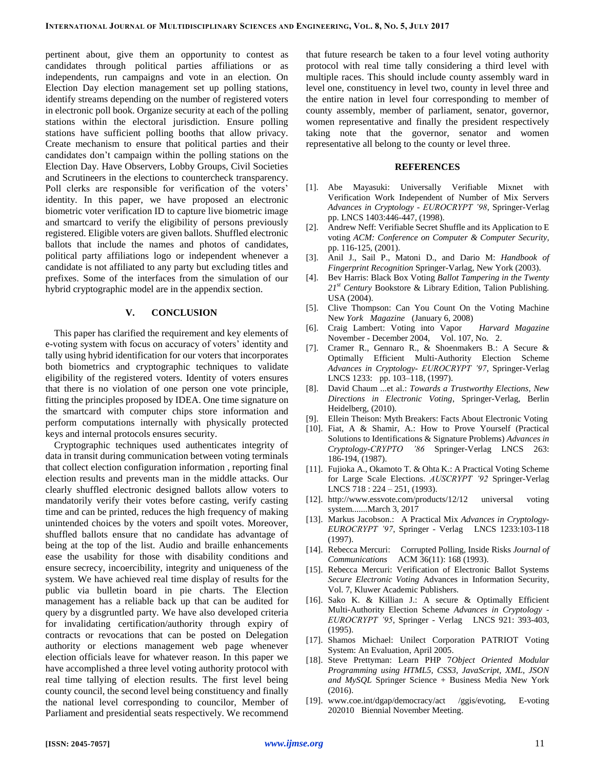pertinent about, give them an opportunity to contest as candidates through political parties affiliations or as independents, run campaigns and vote in an election. On Election Day election management set up polling stations, identify streams depending on the number of registered voters in electronic poll book. Organize security at each of the polling stations within the electoral jurisdiction. Ensure polling stations have sufficient polling booths that allow privacy. Create mechanism to ensure that political parties and their candidates don't campaign within the polling stations on the Election Day. Have Observers, Lobby Groups, Civil Societies and Scrutineers in the elections to countercheck transparency. Poll clerks are responsible for verification of the voters' identity. In this paper, we have proposed an electronic biometric voter verification ID to capture live biometric image and smartcard to verify the eligibility of persons previously registered. Eligible voters are given ballots. Shuffled electronic ballots that include the names and photos of candidates, political party affiliations logo or independent whenever a candidate is not affiliated to any party but excluding titles and prefixes. Some of the interfaces from the simulation of our hybrid cryptographic model are in the appendix section.

## V. CONCLUSION

This paper has clarified the requirement and key elements of e-voting system with focus on accuracy of voters' identity and tally using hybrid identification for our voters that incorporates both biometrics and cryptographic techniques to validate eligibility of the registered voters. Identity of voters ensures that there is no violation of one person one vote principle, fitting the principles proposed by IDEA. One time signature on the smartcard with computer chips store information and perform computations internally with physically protected keys and internal protocols ensures security.

Cryptographic techniques used authenticates integrity of data in transit during communication between voting terminals that collect election configuration information , reporting final election results and prevents man in the middle attacks. Our clearly shuffled electronic designed ballots allow voters to mandatorily verify their votes before casting, verify casting time and can be printed, reduces the high frequency of making unintended choices by the voters and spoilt votes. Moreover, shuffled ballots ensure that no candidate has advantage of being at the top of the list. Audio and braille enhancements ease the usability for those with disability conditions and ensure secrecy, incoercibility, integrity and uniqueness of the system. We have achieved real time display of results for the public via bulletin board in pie charts. The Election management has a reliable back up that can be audited for query by a disgruntled party. We have also developed criteria for invalidating certification/authority through expiry of contracts or revocations that can be posted on Delegation authority or elections management web page whenever election officials leave for whatever reason. In this paper we have accomplished a three level voting authority protocol with real time tallying of election results. The first level being county council, the second level being constituency and finally the national level corresponding to councilor, Member of Parliament and presidential seats respectively. We recommend that future research be taken to a four level voting authority protocol with real time tally considering a third level with multiple races. This should include county assembly ward in level one, constituency in level two, county in level three and the entire nation in level four corresponding to member of county assembly, member of parliament, senator, governor, women representative and finally the president respectively taking note that the governor, senator and women representative all belong to the county or level three.

## REFERENCES

[1]. Abe Mayasuki: Universally Verifiable Mixnet with Verification Work Independent of Number of Mix Servers *Advances in Cryptology - EUROCRYPT '98*, Springer-Verlag pp. LNCS 1403:446-447, (1998).

[2]. Andrew Neff: Verifiable Secret Shuffle and its Application to E voting *ACM: Conference on Computer & Computer Security*, pp. 116-125, (2001).

[3]. Anil J., Sail P., Matoni D., and Dario M: *Handbook of Fingerprint Recognition* Springer-Varlag, New York (2003).

[4]. Bev Harris: Black Box Voting *Ballot Tampering in the Twenty 21st Century* Bookstore & Library Edition, Talion Publishing. USA (2004).

[5]. Clive Thompson: Can You Count On the Voting Machine New *York Magazine* (January 6, 2008)

[6]. Craig Lambert: Voting into Vapor *Harvard Magazine* November - December 2004, Vol. 107, No. 2.

[7]. Cramer R., Gennaro R., & Shoenmakers B.: A Secure & Optimally Efficient Multi-Authority Election Scheme *Advances in Cryptology- EUROCRYPT '97*, Springer-Verlag LNCS 1233: pp. 103–118, (1997).

[8]. David Chaum ...et al.: *Towards a Trustworthy Elections, New Directions in Electronic Voting*, Springer-Verlag, Berlin Heidelberg, (2010).

[9]. Ellein Theison: Myth Breakers: Facts About Electronic Voting

[10]. Fiat, A & Shamir, A.: How to Prove Yourself (Practical Solutions to Identifications & Signature Problems) *Advances in Cryptology-CRYPTO '86* Springer-Verlag LNCS 263: 186-194, (1987).

[11]. Fujioka A., Okamoto T. & Ohta K.: A Practical Voting Scheme for Large Scale Elections. *AUSCRYPT '92* Springer-Verlag LNCS 718 : 224 – 251, (1993).

[12]. http://www.essvote.com/products/12/12 universal voting system.......March 3, 2017

[13]. Markus Jacobson.: A Practical Mix *Advances in Cryptology-EUROCRYPT '97*, Springer - Verlag LNCS 1233:103-118 (1997).

[14]. Rebecca Mercuri: Corrupted Polling, Inside Risks *Journal of Communications* ACM 36(11): 168 (1993).

[15]. Rebecca Mercuri: Verification of Electronic Ballot Systems *Secure Electronic Voting* Advances in Information Security, Vol. 7, Kluwer Academic Publishers.

[16]. Sako K. & Killian J.: A secure & Optimally Efficient Multi-Authority Election Scheme *Advances in Cryptology - EUROCRYPT '95*, Springer - Verlag LNCS 921: 393-403, (1995).

[17]. Shamos Michael: Unilect Corporation PATRIOT Voting System: An Evaluation, April 2005.

[18]. Steve Prettyman: Learn PHP 7*Object Oriented Modular Programming using HTML5, CSS3, JavaScript, XML, JSON and MySQL* Springer Science + Business Media New York (2016).

[19]. www.coe.int/dgap/democracy/act /ggis/evoting, E-voting 202010 Biennial November Meeting.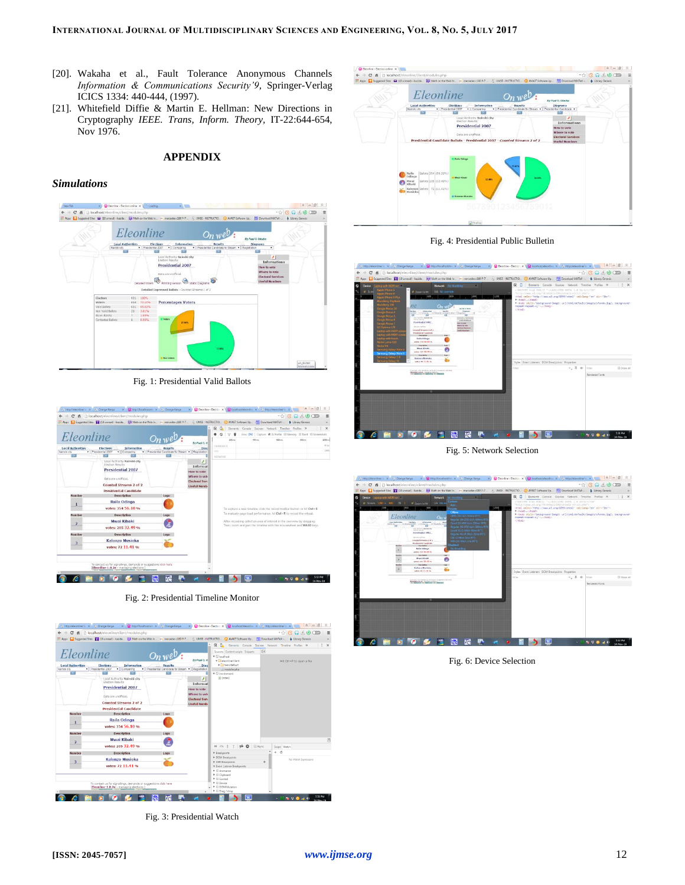[20]. Wakaha et al., Fault Tolerance Anonymous Channels *Information & Communications Security'9*, Springer-Verlag ICICS 1334: 440-444, (1997).

[21]. Whitefield Diffie & Martin E. Hellman: New Directions in Cryptography *IEEE. Trans, Inform. Theory*, IT-22:644-654, Nov 1976.

## APPENDIX

### *Simulations*

Fig. 1: Presidential Valid Ballots

Fig. 2: Presidential Timeline Monitor

Fig. 3: Presidential Watch

Fig. 4: Presidential Public Bulletin

Fig. 5: Network Selection

Fig. 6: Device Selection